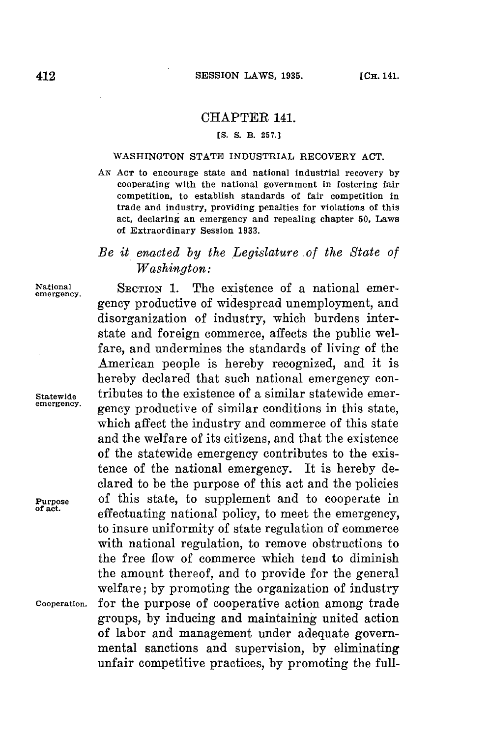# CHAPTER 141.

[S. S. B. 257.]

## WASHINGTON STATE INDUSTRIAL RECOVERY ACT.

AN ACT to encourage state and national industrial recovery by cooperating with the national government in fostering fair competition, to establish standards of fair competition in trade and industry, providing penalties for violations of this act, declaring an emergency and repealing chapter 50, Laws of Extraordinary Session 1933.

*Be it enacted by the Legislature of the State of Washington:*

National emergency.

SECTION 1. The existence of a national emergency productive of widespread unemployment, and disorganization of industry, which burdens interstate and foreign commerce, affects the public welfare, and undermines the standards of living of the American people is hereby recognized, and it is hereby declared that such national emergency contributes to the existence of a similar statewide emergency productive of similar conditions in this state, which affect the industry and commerce of this state and the welfare of its citizens, and that the existence of the statewide emergency contributes to the existence of the national emergency. It is hereby declared to be the purpose of this act and the policies of this state, to supplement and to cooperate in effectuating national policy, to meet the emergency, to insure uniformity of state regulation of commerce with national regulation, to remove obstructions to the free flow of commerce which tend to diminish the amount thereof, and to provide for the general welfare; by promoting the organization of industry for the purpose of cooperative action among trade groups, by inducing and maintaining united action of labor and management under adequate governmental sanctions and supervision, by eliminating unfair competitive practices, by promoting the full-

Statewide emergency.

Purpose of act.

Cooperation.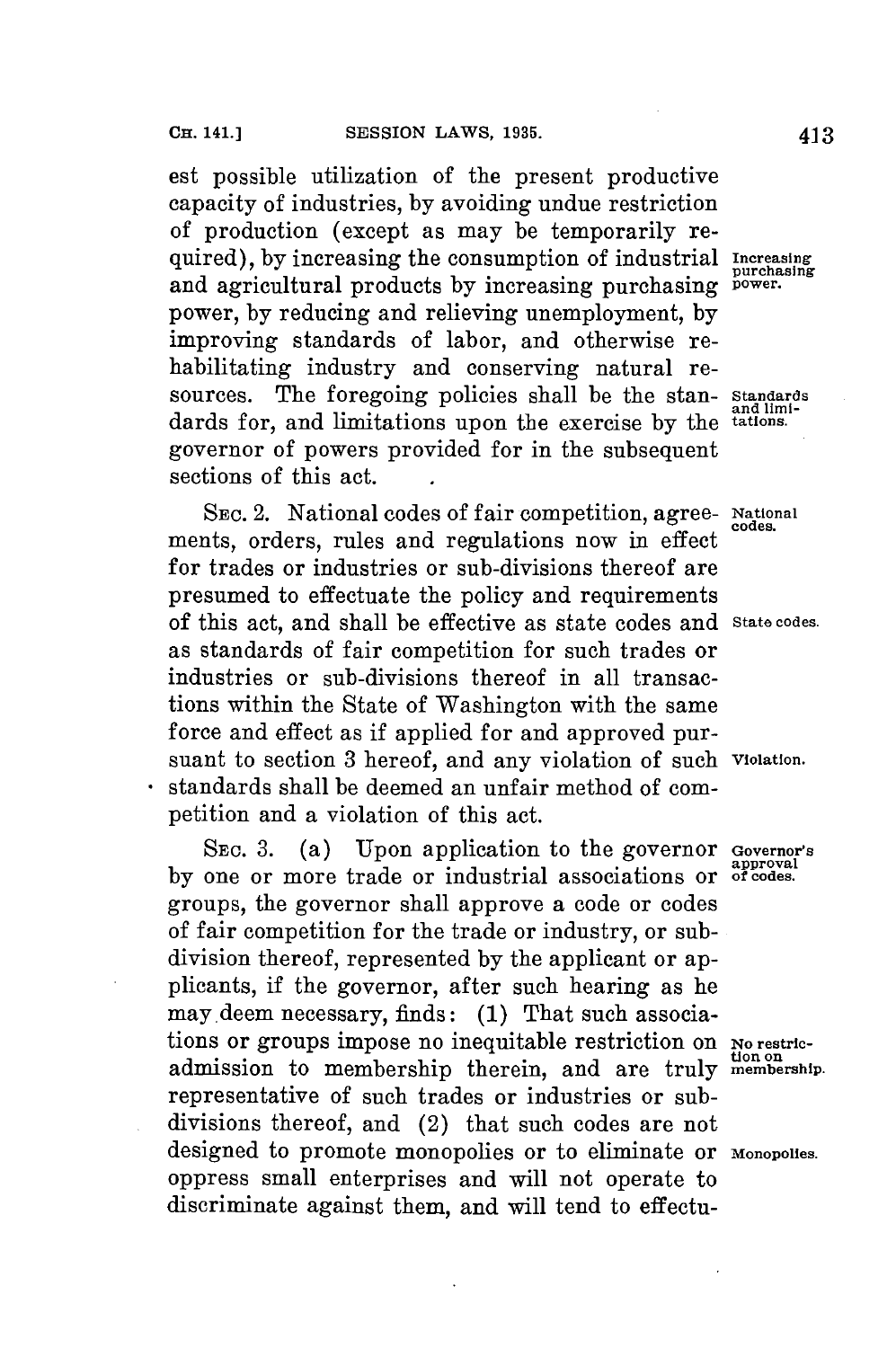est possible utilization of the present productive capacity of industries, by avoiding undue restriction of production (except as may be temporarily required), by increasing the consumption of industrial and agricultural products by increasing purchasing power, by reducing and relieving unemployment, by improving standards of labor, and otherwise rehabilitating industry and conserving natural resources. The foregoing policies shall be the standards for, and limitations upon the exercise by the governor of powers provided for in the subsequent sections of this act.

Increasing purchasing power.

Standards and limitations.

SEC. 2. National codes of fair competition, agreements, orders, rules and regulations now in effect for trades or industries or sub-divisions thereof are presumed to effectuate the policy and requirements of this act, and shall be effective as state codes and as standards of fair competition for such trades or industries or sub-divisions thereof in all transactions within the State of Washington with the same force and effect as if applied for and approved pursuant to section 3 hereof, and any violation of such standards shall be deemed an unfair method of competition and a violation of this act.

National codes.

State codes.

Violation.

SEC. 3. (a) Upon application to the governor by one or more trade or industrial associations or groups, the governor shall approve a code or codes of fair competition for the trade or industry, or subdivision thereof, represented by the applicant or applicants, if the governor, after such hearing as he may deem necessary, finds: (1) That such associations or groups impose no inequitable restriction on admission to membership therein, and are truly representative of such trades or industries or subdivisions thereof, and (2) that such codes are not designed to promote monopolies or to eliminate or oppress small enterprises and will not operate to discriminate against them, and will tend to effectu-

Governor's approval of codes.

No restriction on membership.

Monopolies.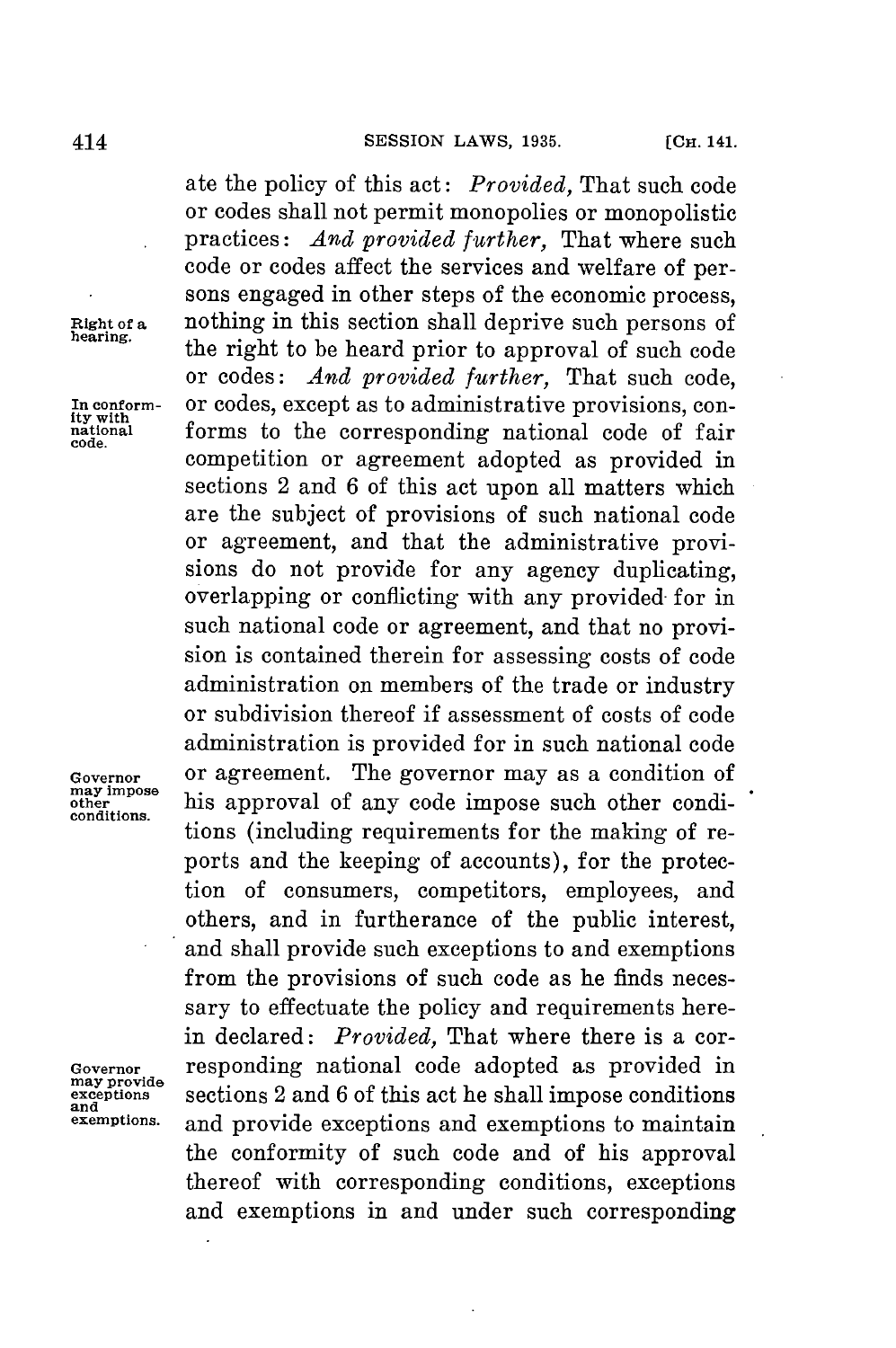ate the policy of this act: *Provided,* That such code or codes shall not permit monopolies or monopolistic practices: *And provided further,* That where such code or codes affect the services and welfare of persons engaged in other steps of the economic process, nothing in this section shall deprive such persons of the right to be heard prior to approval of such code or codes: *And provided further,* That such code, or codes, except as to administrative provisions, conforms to the corresponding national code of fair competition or agreement adopted as provided in sections 2 and 6 of this act upon all matters which are the subject of provisions of such national code or agreement, and that the administrative provisions do not provide for any agency duplicating, overlapping or conflicting with any provided for in such national code or agreement, and that no provision is contained therein for assessing costs of code administration on members of the trade or industry or subdivision thereof if assessment of costs of code administration is provided for in such national code or agreement. The governor may as a condition of his approval of any code impose such other conditions (including requirements for the making of reports and the keeping of accounts), for the protection of consumers, competitors, employees, and others, and in furtherance of the public interest, and shall provide such exceptions to and exemptions from the provisions of such code as he finds necessary to effectuate the policy and requirements herein declared: *Provided,* That where there is a corresponding national code adopted as provided in sections 2 and 6 of this act he shall impose conditions and provide exceptions and exemptions to maintain the conformity of such code and of his approval thereof with corresponding conditions, exceptions and exemptions in and under such corresponding

Right of a hearing.

In conformity with national code.

Governor may impose other conditions.

Governor may provide exceptions and exemptions.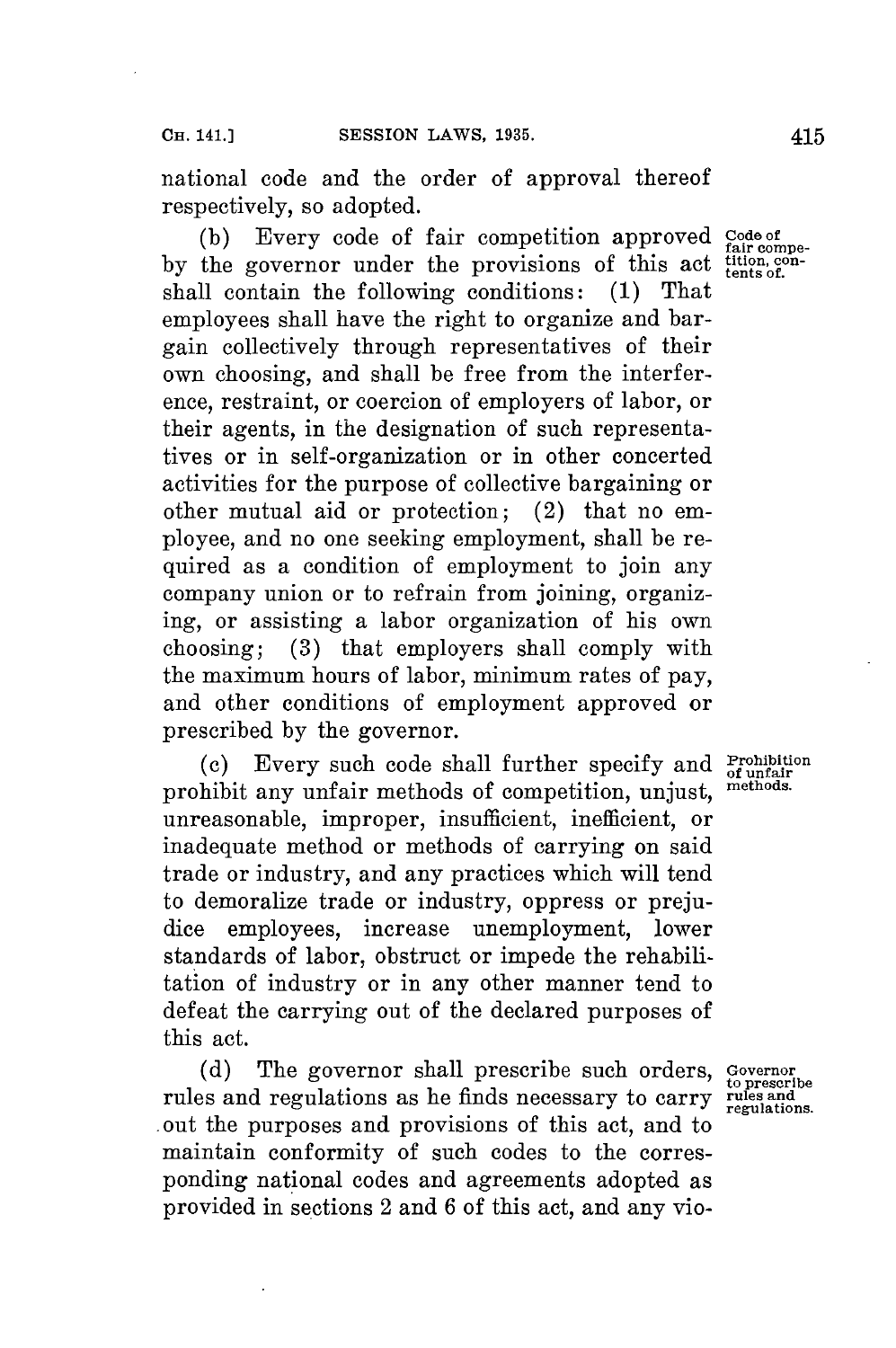national code and the order of approval thereof respectively, so adopted.

(b) Every code of fair competition approved by the governor under the provisions of this act shall contain the following conditions: (1) That employees shall have the right to organize and bargain collectively through representatives of their own choosing, and shall be free from the interference, restraint, or coercion of employers of labor, or their agents, in the designation of such representatives or in self-organization or in other concerted activities for the purpose of collective bargaining or other mutual aid or protection; (2) that no employee, and no one seeking employment, shall be required as a condition of employment to join any company union or to refrain from joining, organizing, or assisting a labor organization of his own choosing; (3) that employers shall comply with the maximum hours of labor, minimum rates of pay, and other conditions of employment approved or prescribed by the governor.

Code of fair competition, contents of.

(c) Every such code shall further specify and prohibit any unfair methods of competition, unjust, unreasonable, improper, insufficient, inefficient, or inadequate method or methods of carrying on said trade or industry, and any practices which will tend to demoralize trade or industry, oppress or prejudice employees, increase unemployment, lower standards of labor, obstruct or impede the rehabilitation of industry or in any other manner tend to defeat the carrying out of the declared purposes of this act.

Prohibition of unfair methods.

(d) The governor shall prescribe such orders, rules and regulations as he finds necessary to carry out the purposes and provisions of this act, and to maintain conformity of such codes to the corresponding national codes and agreements adopted as provided in sections 2 and 6 of this act, and any vio-

Governor to prescribe rules and regulations.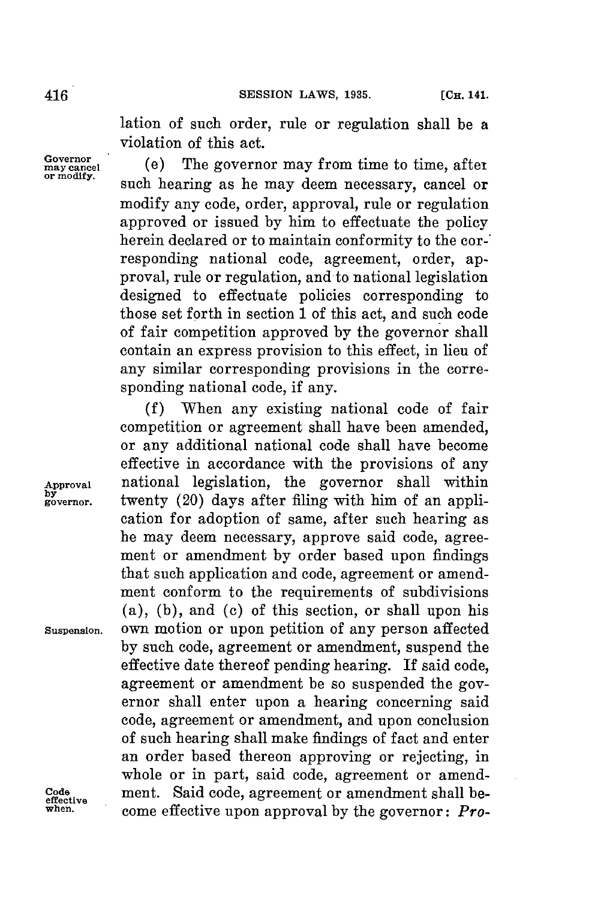lation of such order, rule or regulation shall be a violation of this act.

Governor may cancel or modify. (e) The governor may from time to time, after such hearing as he may deem necessary, cancel or modify any code, order, approval, rule or regulation approved or issued by him to effectuate the policy herein declared or to maintain conformity to the corresponding national code, agreement, order, approval, rule or regulation, and to national legislation designed to effectuate policies corresponding to those set forth in section 1 of this act, and such code of fair competition approved by the governor shall contain an express provision to this effect, in lieu of any similar corresponding provisions in the corresponding national code, if any.

(f) When any existing national code of fair competition or agreement shall have been amended, or any additional national code shall have become effective in accordance with the provisions of any national legislation, the governor shall within twenty (20) days after filing with him of an application for adoption of same, after such hearing as he may deem necessary, approve said code, agreement or amendment by order based upon findings that such application and code, agreement or amendment conform to the requirements of subdivisions (a), (b), and (c) of this section, or shall upon his own motion or upon petition of any person affected by such code, agreement or amendment, suspend the effective date thereof pending hearing. If said code, agreement or amendment be so suspended the governor shall enter upon a hearing concerning said code, agreement or amendment, and upon conclusion of such hearing shall make findings of fact and enter an order based thereon approving or rejecting, in whole or in part, said code, agreement or amendment. Said code, agreement or amendment shall become effective upon approval by the governor: *Pro-*

Approval by governor.

Suspension.

Code effective when.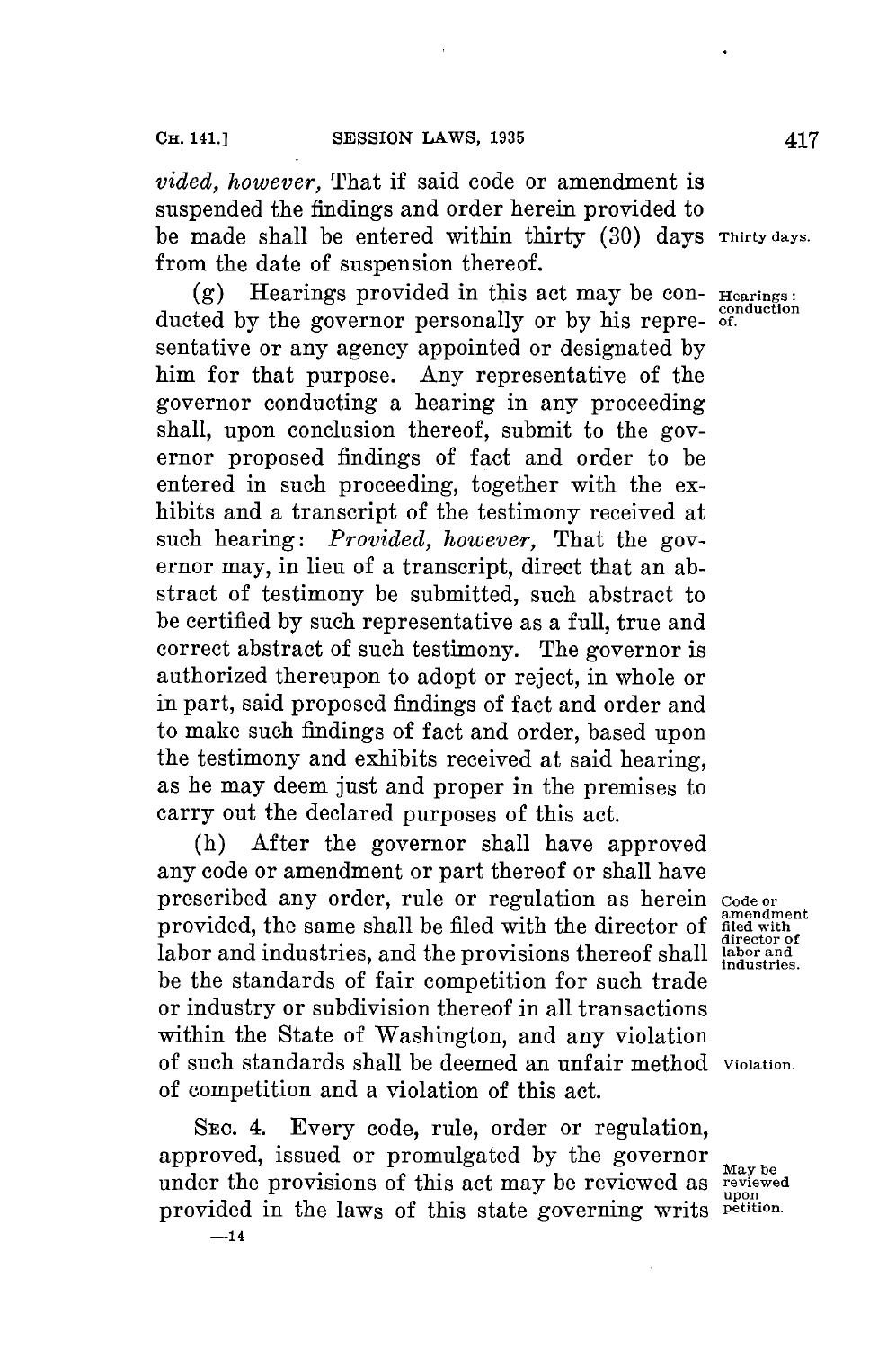*vided, however,* That if said code or amendment is suspended the findings and order herein provided to be made shall be entered within thirty (30) days from the date of suspension thereof.

Thirty days.

(g) Hearings provided in this act may be conducted by the governor personally or by his representative or any agency appointed or designated by him for that purpose. Any representative of the governor conducting a hearing in any proceeding shall, upon conclusion thereof, submit to the governor proposed findings of fact and order to be entered in such proceeding, together with the exhibits and a transcript of the testimony received at such hearing: *Provided, however,* That the governor may, in lieu of a transcript, direct that an abstract of testimony be submitted, such abstract to be certified by such representative as a full, true and correct abstract of such testimony. The governor is authorized thereupon to adopt or reject, in whole or in part, said proposed findings of fact and order and to make such findings of fact and order, based upon the testimony and exhibits received at said hearing, as he may deem just and proper in the premises to carry out the declared purposes of this act.

Hearings: conduction of.

(h) After the governor shall have approved any code or amendment or part thereof or shall have prescribed any order, rule or regulation as herein provided, the same shall be filed with the director of labor and industries, and the provisions thereof shall be the standards of fair competition for such trade or industry or subdivision thereof in all transactions within the State of Washington, and any violation of such standards shall be deemed an unfair method of competition and a violation of this act.

Code or amendment filed with director of labor and industries.

Violation.

SEC. 4. Every code, rule, order or regulation, approved, issued or promulgated by the governor under the provisions of this act may be reviewed as provided in the laws of this state governing writs

May be reviewed upon petition.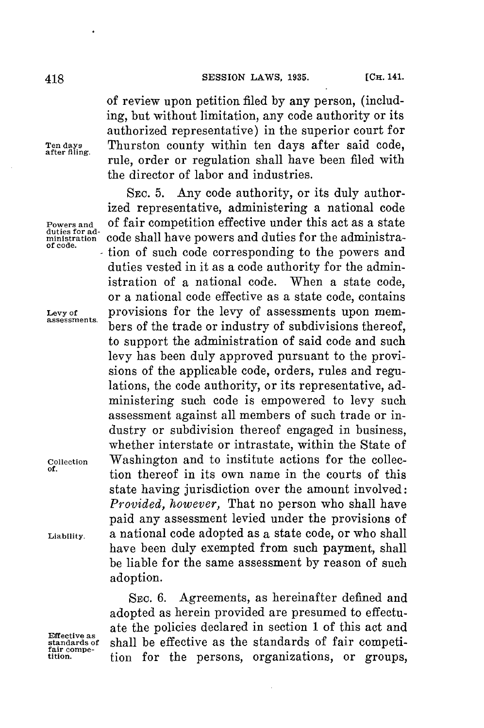of review upon petition filed by any person, (including, but without limitation, any code authority or its authorized representative) in the superior court for Thurston county within ten days after said code, rule, order or regulation shall have been filed with the director of labor and industries.

Ten days after filing.

SEC. 5. Any code authority, or its duly authorized representative, administering a national code of fair competition effective under this act as a state code shall have powers and duties for the administration of such code corresponding to the powers and duties vested in it as a code authority for the administration of a national code. When a state code, or a national code effective as a state code, contains provisions for the levy of assessments upon members of the trade or industry of subdivisions thereof, to support the administration of said code and such levy has been duly approved pursuant to the provisions of the applicable code, orders, rules and regulations, the code authority, or its representative, administering such code is empowered to levy such assessment against all members of such trade or industry or subdivision thereof engaged in business, whether interstate or intrastate, within the State of Washington and to institute actions for the collection thereof in its own name in the courts of this state having jurisdiction over the amount involved: *Provided, however,* That no person who shall have paid any assessment levied under the provisions of a national code adopted as a state code, or who shall have been duly exempted from such payment, shall be liable for the same assessment by reason of such adoption.

Powers and duties for administration of code.

Levy of assessments.

Collection of.

Liability.

SEC. 6. Agreements, as hereinafter defined and adopted as herein provided are presumed to effectuate the policies declared in section 1 of this act and shall be effective as the standards of fair competition for the persons, organizations, or groups,

Effective as standards of fair competition.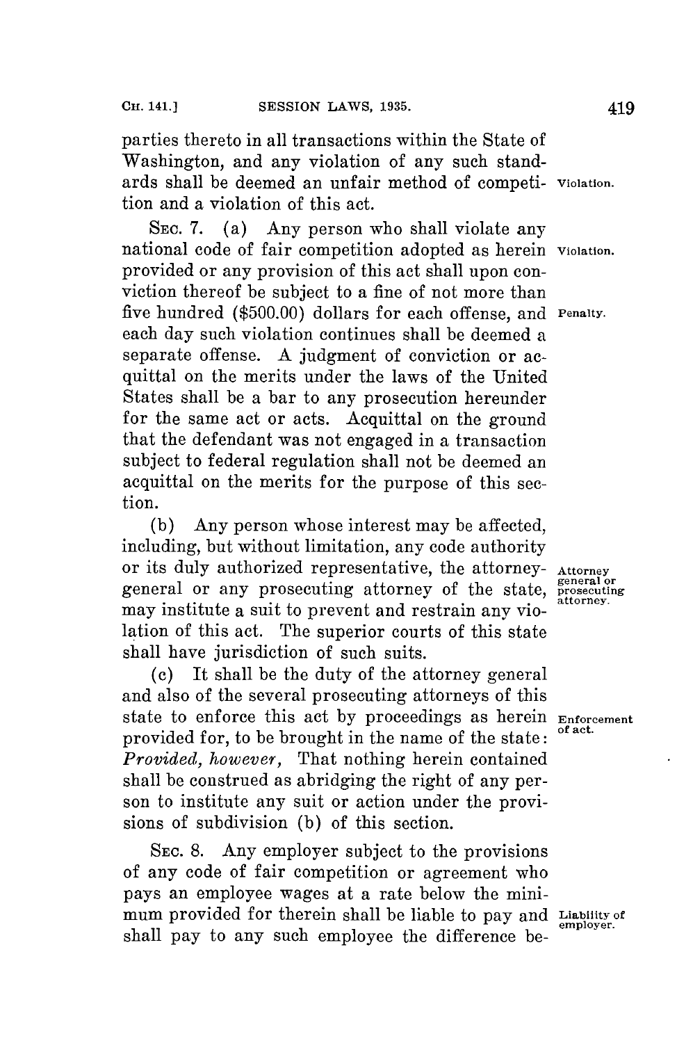parties thereto in all transactions within the State of Washington, and any violation of any such standards shall be deemed an unfair method of competition and a violation of this act.

Violation.

SEC. 7. (a) Any person who shall violate any national code of fair competition adopted as herein provided or any provision of this act shall upon conviction thereof be subject to a fine of not more than five hundred ($500.00) dollars for each offense, and each day such violation continues shall be deemed a separate offense. A judgment of conviction or acquittal on the merits under the laws of the United States shall be a bar to any prosecution hereunder for the same act or acts. Acquittal on the ground that the defendant was not engaged in a transaction subject to federal regulation shall not be deemed an acquittal on the merits for the purpose of this section.

Violation.

Penalty.

(b) Any person whose interest may be affected, including, but without limitation, any code authority or its duly authorized representative, the attorney-general or any prosecuting attorney of the state, may institute a suit to prevent and restrain any violation of this act. The superior courts of this state shall have jurisdiction of such suits.

Attorney general or prosecuting attorney.

(c) It shall be the duty of the attorney general and also of the several prosecuting attorneys of this state to enforce this act by proceedings as herein provided for, to be brought in the name of the state: *Provided, however,* That nothing herein contained shall be construed as abridging the right of any person to institute any suit or action under the provisions of subdivision (b) of this section.

Enforcement of act.

SEC. 8. Any employer subject to the provisions of any code of fair competition or agreement who pays an employee wages at a rate below the minimum provided for therein shall be liable to pay and shall pay to any such employee the difference be-

Liability of employer.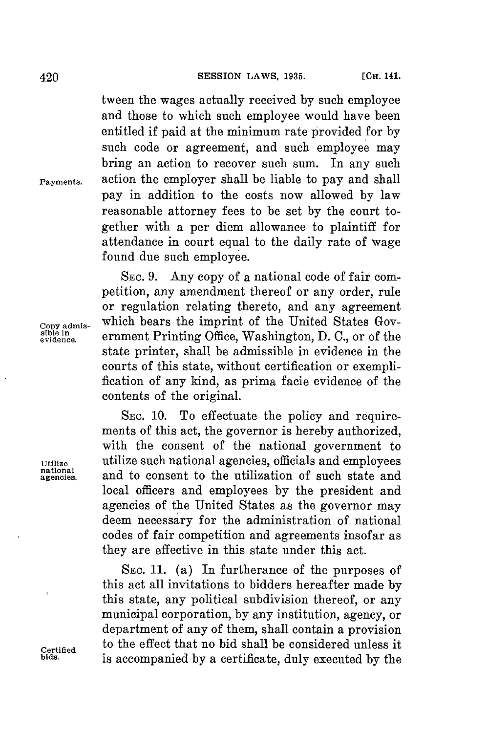tween the wages actually received by such employee and those to which such employee would have been entitled if paid at the minimum rate provided for by such code or agreement, and such employee may bring an action to recover such sum. In any such action the employer shall be liable to pay and shall pay in addition to the costs now allowed by law reasonable attorney fees to be set by the court together with a per diem allowance to plaintiff for attendance in court equal to the daily rate of wage found due such employee.

Payments.

SEC. 9. Any copy of a national code of fair competition, any amendment thereof or any order, rule or regulation relating thereto, and any agreement which bears the imprint of the United States Government Printing Office, Washington, D. C., or of the state printer, shall be admissible in evidence in the courts of this state, without certification or exemplification of any kind, as prima facie evidence of the contents of the original.

Copy admissible in evidence.

SEC. 10. To effectuate the policy and requirements of this act, the governor is hereby authorized, with the consent of the national government to utilize such national agencies, officials and employees and to consent to the utilization of such state and local officers and employees by the president and agencies of the United States as the governor may deem necessary for the administration of national codes of fair competition and agreements insofar as they are effective in this state under this act.

Utilize national agencies.

SEC. 11. (a) In furtherance of the purposes of this act all invitations to bidders hereafter made by this state, any political subdivision thereof, or any municipal corporation, by any institution, agency, or department of any of them, shall contain a provision to the effect that no bid shall be considered unless it is accompanied by a certificate, duly executed by the

Certified bids.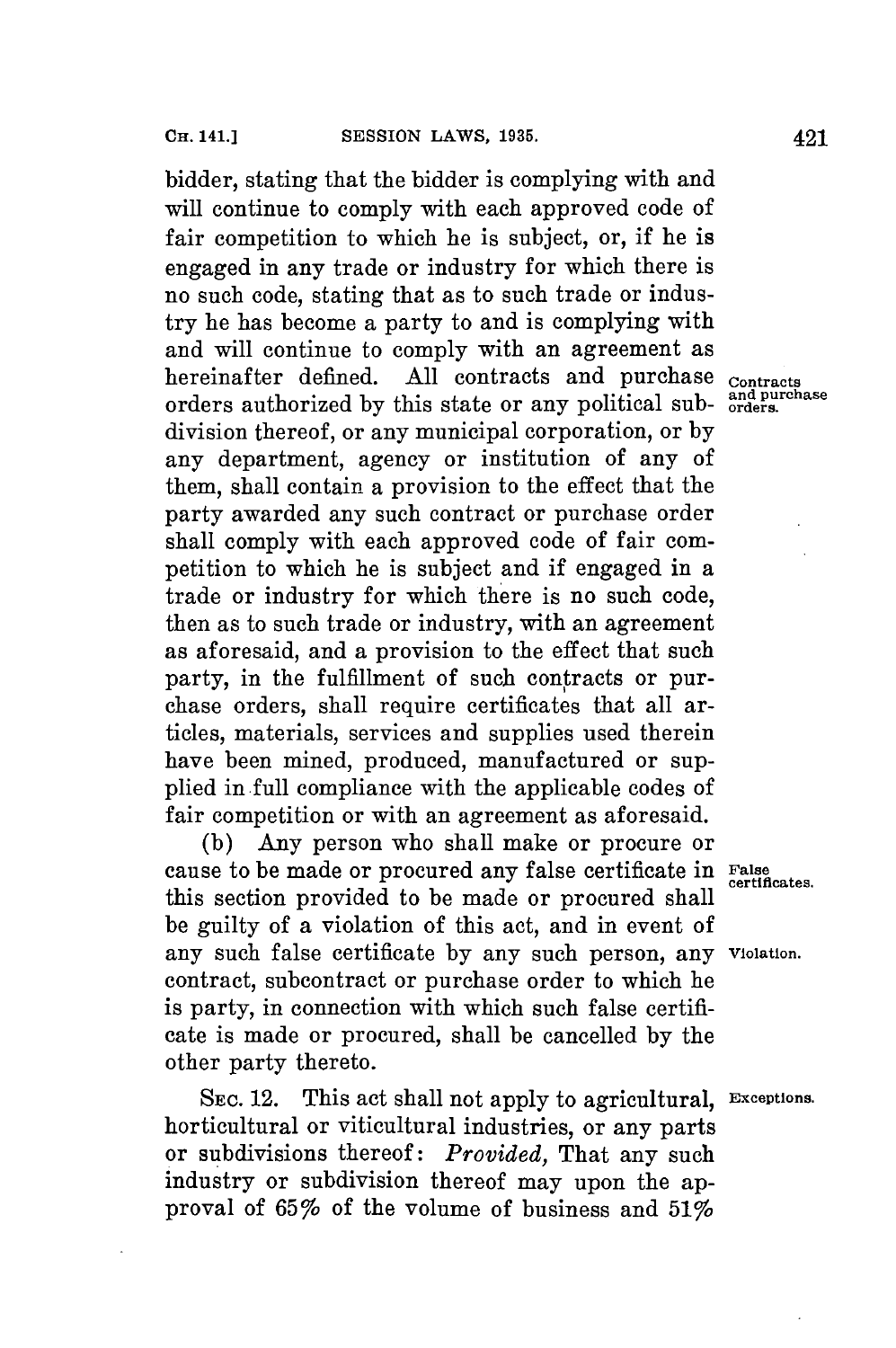bidder, stating that the bidder is complying with and will continue to comply with each approved code of fair competition to which he is subject, or, if he is engaged in any trade or industry for which there is no such code, stating that as to such trade or industry he has become a party to and is complying with and will continue to comply with an agreement as hereinafter defined. All contracts and purchase orders authorized by this state or any political subdivision thereof, or any municipal corporation, or by any department, agency or institution of any of them, shall contain a provision to the effect that the party awarded any such contract or purchase order shall comply with each approved code of fair competition to which he is subject and if engaged in a trade or industry for which there is no such code, then as to such trade or industry, with an agreement as aforesaid, and a provision to the effect that such party, in the fulfillment of such contracts or purchase orders, shall require certificates that all articles, materials, services and supplies used therein have been mined, produced, manufactured or supplied in full compliance with the applicable codes of fair competition or with an agreement as aforesaid.

Contracts and purchase orders.

(b) Any person who shall make or procure or cause to be made or procured any false certificate in this section provided to be made or procured shall be guilty of a violation of this act, and in event of any such false certificate by any such person, any contract, subcontract or purchase order to which he is party, in connection with which such false certificate is made or procured, shall be cancelled by the other party thereto.

False certificates.

Violation.

SEC. 12. This act shall not apply to agricultural, horticultural or viticultural industries, or any parts or subdivisions thereof: *Provided,* That any such industry or subdivision thereof may upon the approval of 65% of the volume of business and 51%

Exceptions.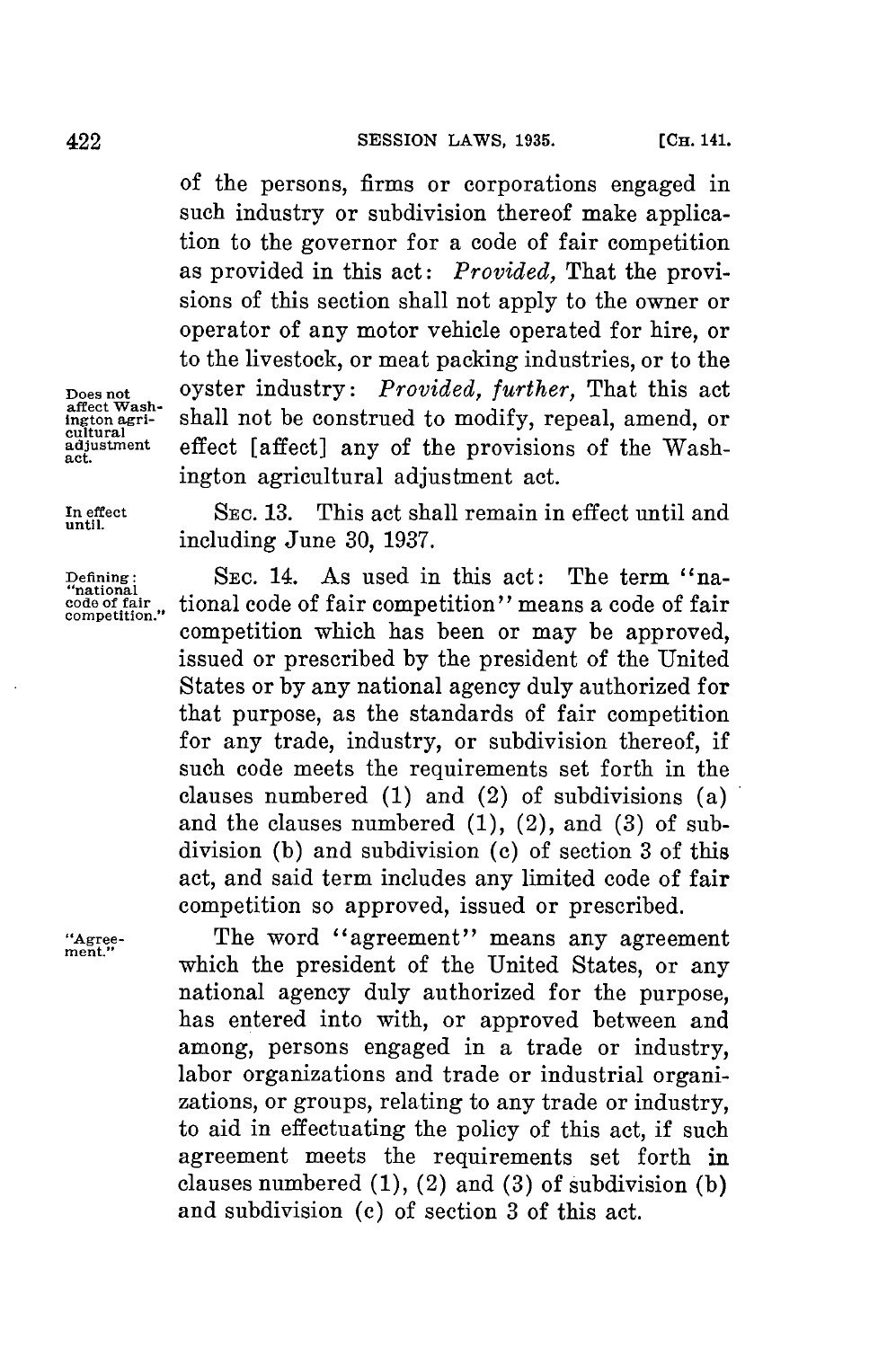of the persons, firms or corporations engaged in such industry or subdivision thereof make application to the governor for a code of fair competition as provided in this act: *Provided,* That the provisions of this section shall not apply to the owner or operator of any motor vehicle operated for hire, or to the livestock, or meat packing industries, or to the oyster industry: *Provided, further,* That this act shall not be construed to modify, repeal, amend, or effect [affect] any of the provisions of the Washington agricultural adjustment act.

Does not affect Washington agricultural adjustment act.

In effect until.

SEC. 13. This act shall remain in effect until and including June 30, 1937.

Defining: "national code of fair competition."

SEC. 14. As used in this act: The term "national code of fair competition" means a code of fair competition which has been or may be approved, issued or prescribed by the president of the United States or by any national agency duly authorized for that purpose, as the standards of fair competition for any trade, industry, or subdivision thereof, if such code meets the requirements set forth in the clauses numbered (1) and (2) of subdivisions (a) and the clauses numbered (1), (2), and (3) of subdivision (b) and subdivision (c) of section 3 of this act, and said term includes any limited code of fair competition so approved, issued or prescribed.

"Agreement."

The word "agreement" means any agreement which the president of the United States, or any national agency duly authorized for the purpose, has entered into with, or approved between and among, persons engaged in a trade or industry, labor organizations and trade or industrial organizations, or groups, relating to any trade or industry, to aid in effectuating the policy of this act, if such agreement meets the requirements set forth in clauses numbered (1), (2) and (3) of subdivision (b) and subdivision (c) of section 3 of this act.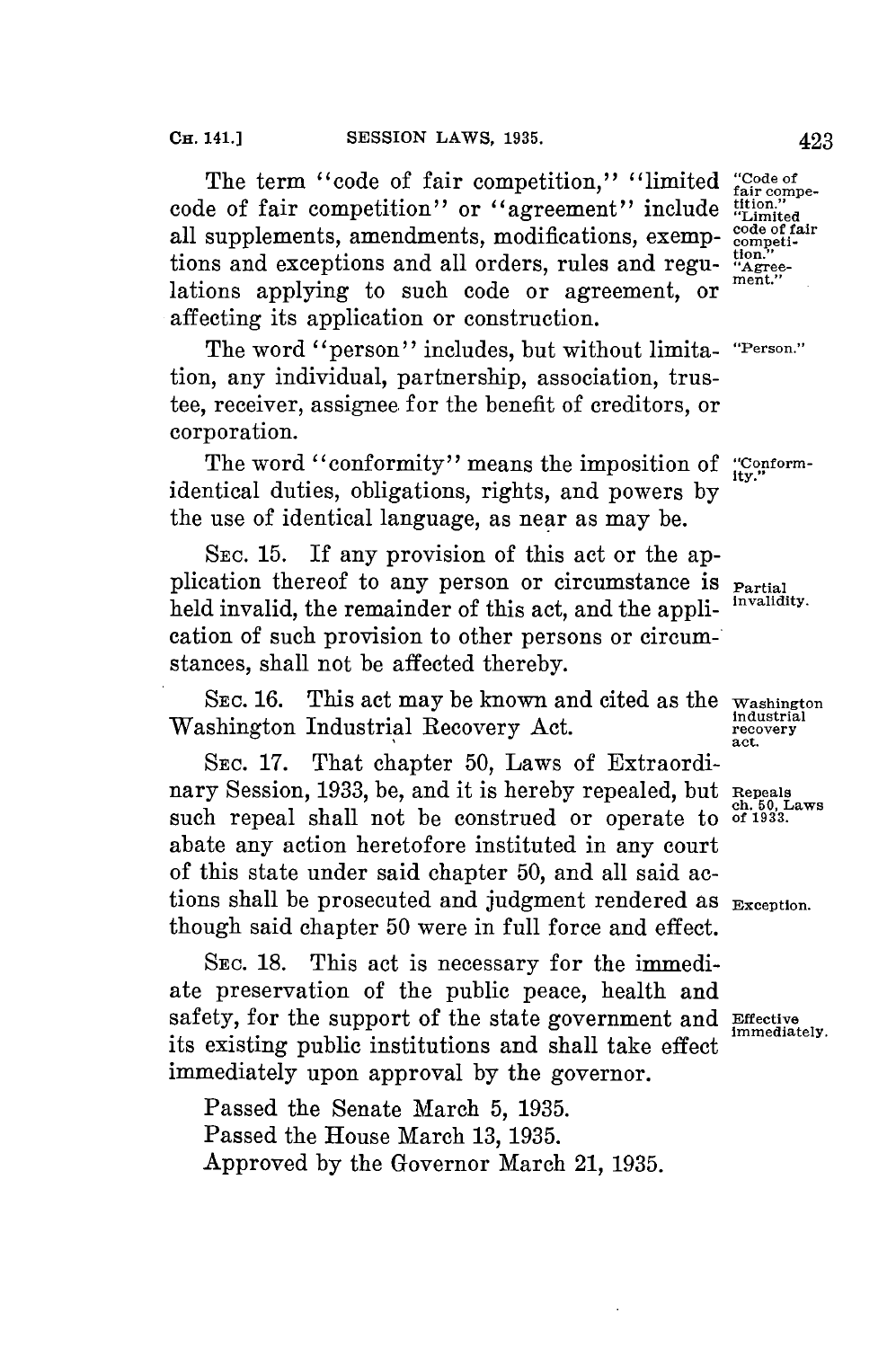The term "code of fair competition," "limited code of fair competition" or "agreement" include all supplements, amendments, modifications, exemptions and exceptions and all orders, rules and regulations applying to such code or agreement, or affecting its application or construction.

"Code of fair competition." "Limited code of fair competition." "Agreement."

The word "person" includes, but without limitation, any individual, partnership, association, trustee, receiver, assignee for the benefit of creditors, or corporation.

"Person."

The word "conformity" means the imposition of identical duties, obligations, rights, and powers by the use of identical language, as near as may be.

"Conformity."

SEC. 15. If any provision of this act or the application thereof to any person or circumstance is held invalid, the remainder of this act, and the application of such provision to other persons or circumstances, shall not be affected thereby.

Partial invalidity.

SEC. 16. This act may be known and cited as the Washington Industrial Recovery Act.

Washington industrial recovery act.

SEC. 17. That chapter 50, Laws of Extraordinary Session, 1933, be, and it is hereby repealed, but such repeal shall not be construed or operate to abate any action heretofore instituted in any court of this state under said chapter 50, and all said actions shall be prosecuted and judgment rendered as though said chapter 50 were in full force and effect.

Repeals ch. 50, Laws of 1933.

Exception.

SEC. 18. This act is necessary for the immediate preservation of the public peace, health and safety, for the support of the state government and its existing public institutions and shall take effect immediately upon approval by the governor.

Effective immediately.

Passed the Senate March 5, 1935.
Passed the House March 13, 1935.
Approved by the Governor March 21, 1935.